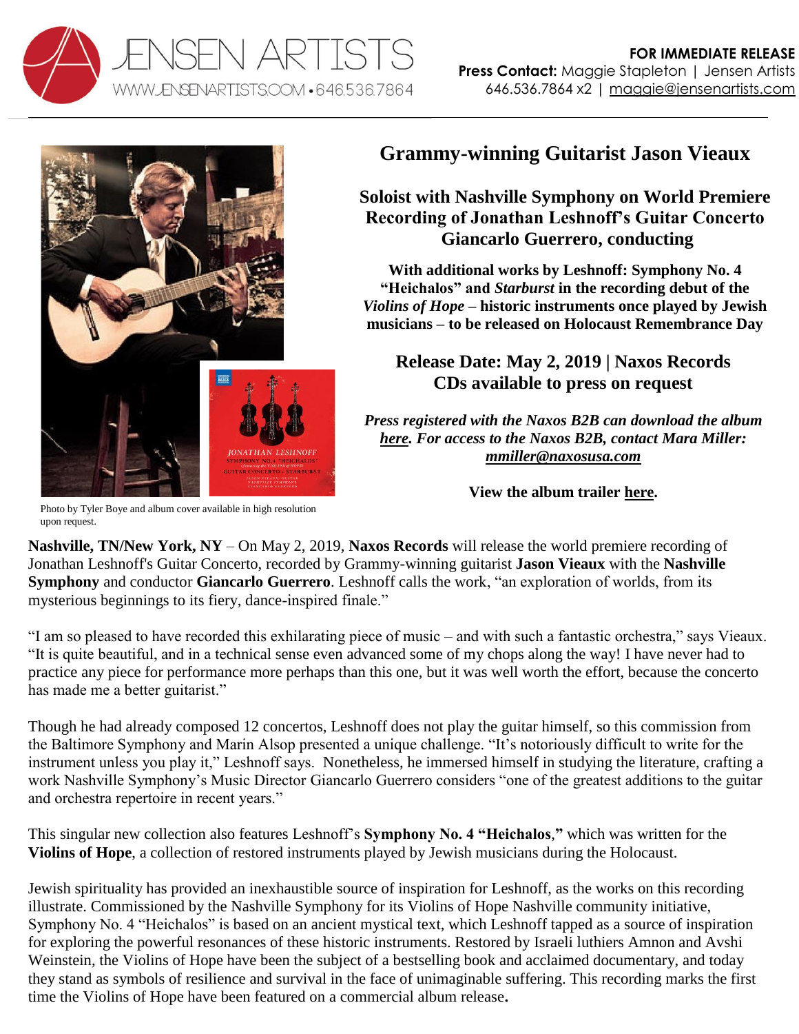**FOR IMMEDIATE RELEASE**
**Press Contact:** Maggie Stapleton | Jensen Artists
646.536.7864 x2 | maggie@jensenartists.com

# Grammy-winning Guitarist Jason Vieaux

## Soloist with Nashville Symphony on World Premiere Recording of Jonathan Leshnoff's Guitar Concerto
## Giancarlo Guerrero, conducting

**With additional works by Leshnoff: Symphony No. 4 "Heichalos" and *Starburst* in the recording debut of the *Violins of Hope* – historic instruments once played by Jewish musicians – to be released on Holocaust Remembrance Day**

**Release Date: May 2, 2019 | Naxos Records**
**CDs available to press on request**

***Press registered with the Naxos B2B can download the album here. For access to the Naxos B2B, contact Mara Miller: mmiller@naxosusa.com***

**View the album trailer here.**

Photo by Tyler Boye and album cover available in high resolution upon request.

**Nashville, TN/New York, NY** – On May 2, 2019, **Naxos Records** will release the world premiere recording of Jonathan Leshnoff's Guitar Concerto, recorded by Grammy-winning guitarist **Jason Vieaux** with the **Nashville Symphony** and conductor **Giancarlo Guerrero**. Leshnoff calls the work, "an exploration of worlds, from its mysterious beginnings to its fiery, dance-inspired finale."

"I am so pleased to have recorded this exhilarating piece of music – and with such a fantastic orchestra," says Vieaux. "It is quite beautiful, and in a technical sense even advanced some of my chops along the way! I have never had to practice any piece for performance more perhaps than this one, but it was well worth the effort, because the concerto has made me a better guitarist."

Though he had already composed 12 concertos, Leshnoff does not play the guitar himself, so this commission from the Baltimore Symphony and Marin Alsop presented a unique challenge. "It's notoriously difficult to write for the instrument unless you play it," Leshnoff says. Nonetheless, he immersed himself in studying the literature, crafting a work Nashville Symphony's Music Director Giancarlo Guerrero considers "one of the greatest additions to the guitar and orchestra repertoire in recent years."

This singular new collection also features Leshnoff's **Symphony No. 4 "Heichalos,"** which was written for the **Violins of Hope**, a collection of restored instruments played by Jewish musicians during the Holocaust.

Jewish spirituality has provided an inexhaustible source of inspiration for Leshnoff, as the works on this recording illustrate. Commissioned by the Nashville Symphony for its Violins of Hope Nashville community initiative, Symphony No. 4 "Heichalos" is based on an ancient mystical text, which Leshnoff tapped as a source of inspiration for exploring the powerful resonances of these historic instruments. Restored by Israeli luthiers Amnon and Avshi Weinstein, the Violins of Hope have been the subject of a bestselling book and acclaimed documentary, and today they stand as symbols of resilience and survival in the face of unimaginable suffering. This recording marks the first time the Violins of Hope have been featured on a commercial album release.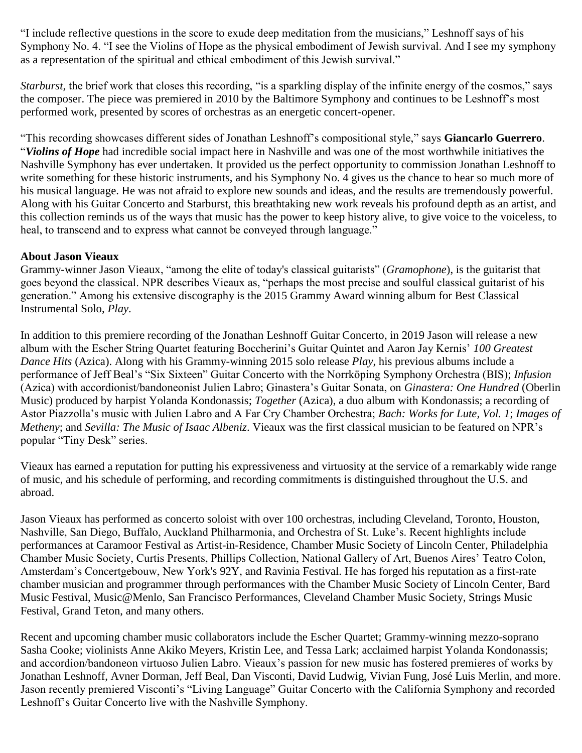"I include reflective questions in the score to exude deep meditation from the musicians," Leshnoff says of his Symphony No. 4. "I see the Violins of Hope as the physical embodiment of Jewish survival. And I see my symphony as a representation of the spiritual and ethical embodiment of this Jewish survival."

*Starburst*, the brief work that closes this recording, "is a sparkling display of the infinite energy of the cosmos," says the composer. The piece was premiered in 2010 by the Baltimore Symphony and continues to be Leshnoff's most performed work, presented by scores of orchestras as an energetic concert-opener.

"This recording showcases different sides of Jonathan Leshnoff's compositional style," says **Giancarlo Guerrero**. "***Violins of Hope*** had incredible social impact here in Nashville and was one of the most worthwhile initiatives the Nashville Symphony has ever undertaken. It provided us the perfect opportunity to commission Jonathan Leshnoff to write something for these historic instruments, and his Symphony No. 4 gives us the chance to hear so much more of his musical language. He was not afraid to explore new sounds and ideas, and the results are tremendously powerful. Along with his Guitar Concerto and Starburst, this breathtaking new work reveals his profound depth as an artist, and this collection reminds us of the ways that music has the power to keep history alive, to give voice to the voiceless, to heal, to transcend and to express what cannot be conveyed through language."

**About Jason Vieaux**

Grammy-winner Jason Vieaux, "among the elite of today's classical guitarists" (*Gramophone*), is the guitarist that goes beyond the classical. NPR describes Vieaux as, "perhaps the most precise and soulful classical guitarist of his generation." Among his extensive discography is the 2015 Grammy Award winning album for Best Classical Instrumental Solo, *Play*.

In addition to this premiere recording of the Jonathan Leshnoff Guitar Concerto, in 2019 Jason will release a new album with the Escher String Quartet featuring Boccherini's Guitar Quintet and Aaron Jay Kernis' *100 Greatest Dance Hits* (Azica). Along with his Grammy-winning 2015 solo release *Play*, his previous albums include a performance of Jeff Beal's "Six Sixteen" Guitar Concerto with the Norrköping Symphony Orchestra (BIS); *Infusion* (Azica) with accordionist/bandoneonist Julien Labro; Ginastera's Guitar Sonata, on *Ginastera: One Hundred* (Oberlin Music) produced by harpist Yolanda Kondonassis; *Together* (Azica), a duo album with Kondonassis; a recording of Astor Piazzolla's music with Julien Labro and A Far Cry Chamber Orchestra; *Bach: Works for Lute, Vol. 1*; *Images of Metheny*; and *Sevilla: The Music of Isaac Albeniz*. Vieaux was the first classical musician to be featured on NPR's popular "Tiny Desk" series.

Vieaux has earned a reputation for putting his expressiveness and virtuosity at the service of a remarkably wide range of music, and his schedule of performing, and recording commitments is distinguished throughout the U.S. and abroad.

Jason Vieaux has performed as concerto soloist with over 100 orchestras, including Cleveland, Toronto, Houston, Nashville, San Diego, Buffalo, Auckland Philharmonia, and Orchestra of St. Luke's. Recent highlights include performances at Caramoor Festival as Artist-in-Residence, Chamber Music Society of Lincoln Center, Philadelphia Chamber Music Society, Curtis Presents, Phillips Collection, National Gallery of Art, Buenos Aires' Teatro Colon, Amsterdam's Concertgebouw, New York's 92Y, and Ravinia Festival. He has forged his reputation as a first-rate chamber musician and programmer through performances with the Chamber Music Society of Lincoln Center, Bard Music Festival, Music@Menlo, San Francisco Performances, Cleveland Chamber Music Society, Strings Music Festival, Grand Teton, and many others.

Recent and upcoming chamber music collaborators include the Escher Quartet; Grammy-winning mezzo-soprano Sasha Cooke; violinists Anne Akiko Meyers, Kristin Lee, and Tessa Lark; acclaimed harpist Yolanda Kondonassis; and accordion/bandoneon virtuoso Julien Labro. Vieaux's passion for new music has fostered premieres of works by Jonathan Leshnoff, Avner Dorman, Jeff Beal, Dan Visconti, David Ludwig, Vivian Fung, José Luis Merlin, and more. Jason recently premiered Visconti's "Living Language" Guitar Concerto with the California Symphony and recorded Leshnoff's Guitar Concerto live with the Nashville Symphony.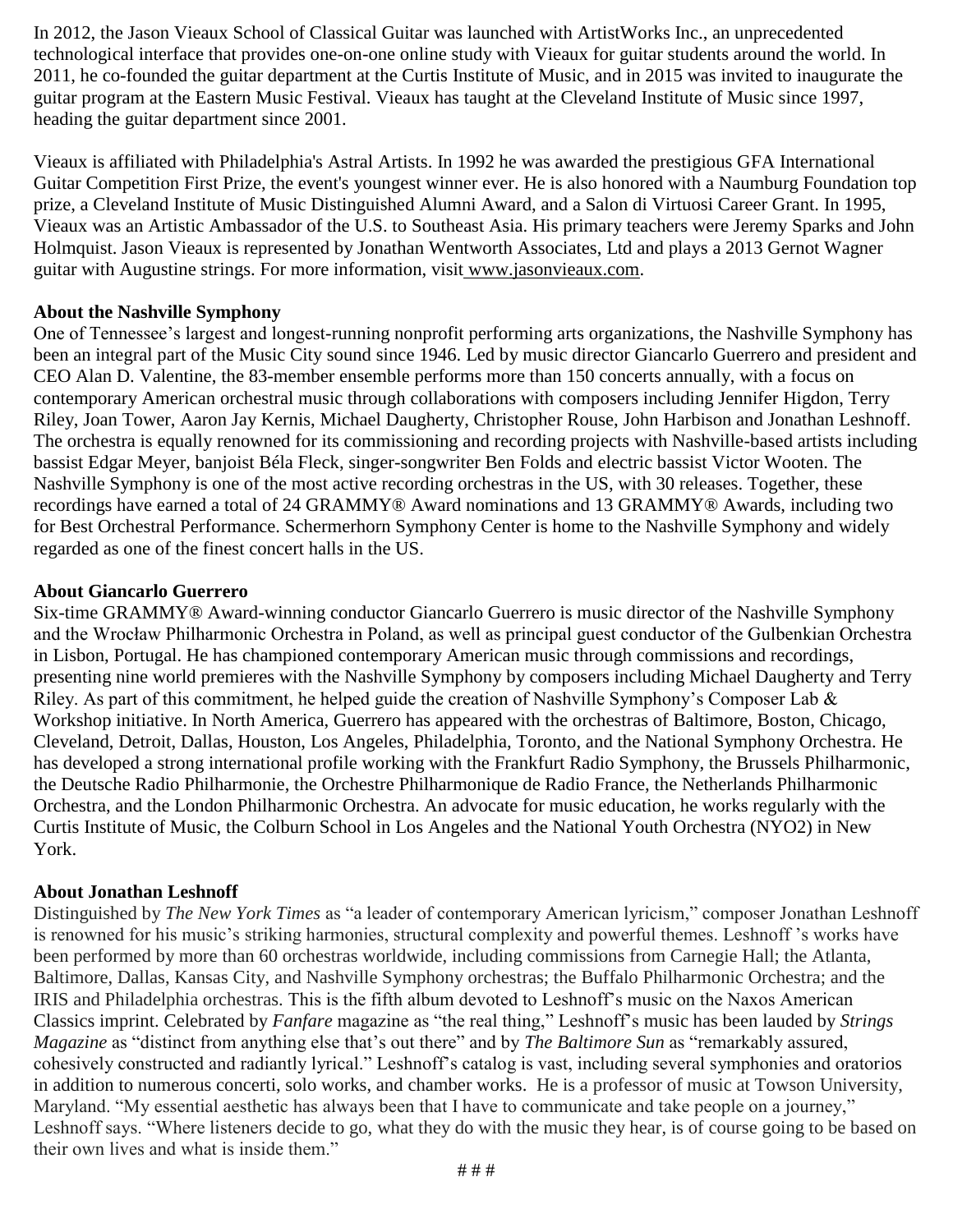In 2012, the Jason Vieaux School of Classical Guitar was launched with ArtistWorks Inc., an unprecedented technological interface that provides one-on-one online study with Vieaux for guitar students around the world. In 2011, he co-founded the guitar department at the Curtis Institute of Music, and in 2015 was invited to inaugurate the guitar program at the Eastern Music Festival. Vieaux has taught at the Cleveland Institute of Music since 1997, heading the guitar department since 2001.

Vieaux is affiliated with Philadelphia's Astral Artists. In 1992 he was awarded the prestigious GFA International Guitar Competition First Prize, the event's youngest winner ever. He is also honored with a Naumburg Foundation top prize, a Cleveland Institute of Music Distinguished Alumni Award, and a Salon di Virtuosi Career Grant. In 1995, Vieaux was an Artistic Ambassador of the U.S. to Southeast Asia. His primary teachers were Jeremy Sparks and John Holmquist. Jason Vieaux is represented by Jonathan Wentworth Associates, Ltd and plays a 2013 Gernot Wagner guitar with Augustine strings. For more information, visit www.jasonvieaux.com.

**About the Nashville Symphony**

One of Tennessee's largest and longest-running nonprofit performing arts organizations, the Nashville Symphony has been an integral part of the Music City sound since 1946. Led by music director Giancarlo Guerrero and president and CEO Alan D. Valentine, the 83-member ensemble performs more than 150 concerts annually, with a focus on contemporary American orchestral music through collaborations with composers including Jennifer Higdon, Terry Riley, Joan Tower, Aaron Jay Kernis, Michael Daugherty, Christopher Rouse, John Harbison and Jonathan Leshnoff. The orchestra is equally renowned for its commissioning and recording projects with Nashville-based artists including bassist Edgar Meyer, banjoist Béla Fleck, singer-songwriter Ben Folds and electric bassist Victor Wooten. The Nashville Symphony is one of the most active recording orchestras in the US, with 30 releases. Together, these recordings have earned a total of 24 GRAMMY® Award nominations and 13 GRAMMY® Awards, including two for Best Orchestral Performance. Schermerhorn Symphony Center is home to the Nashville Symphony and widely regarded as one of the finest concert halls in the US.

**About Giancarlo Guerrero**

Six-time GRAMMY® Award-winning conductor Giancarlo Guerrero is music director of the Nashville Symphony and the Wrocław Philharmonic Orchestra in Poland, as well as principal guest conductor of the Gulbenkian Orchestra in Lisbon, Portugal. He has championed contemporary American music through commissions and recordings, presenting nine world premieres with the Nashville Symphony by composers including Michael Daugherty and Terry Riley. As part of this commitment, he helped guide the creation of Nashville Symphony's Composer Lab & Workshop initiative. In North America, Guerrero has appeared with the orchestras of Baltimore, Boston, Chicago, Cleveland, Detroit, Dallas, Houston, Los Angeles, Philadelphia, Toronto, and the National Symphony Orchestra. He has developed a strong international profile working with the Frankfurt Radio Symphony, the Brussels Philharmonic, the Deutsche Radio Philharmonie, the Orchestre Philharmonique de Radio France, the Netherlands Philharmonic Orchestra, and the London Philharmonic Orchestra. An advocate for music education, he works regularly with the Curtis Institute of Music, the Colburn School in Los Angeles and the National Youth Orchestra (NYO2) in New York.

**About Jonathan Leshnoff**

Distinguished by *The New York Times* as "a leader of contemporary American lyricism," composer Jonathan Leshnoff is renowned for his music's striking harmonies, structural complexity and powerful themes. Leshnoff 's works have been performed by more than 60 orchestras worldwide, including commissions from Carnegie Hall; the Atlanta, Baltimore, Dallas, Kansas City, and Nashville Symphony orchestras; the Buffalo Philharmonic Orchestra; and the IRIS and Philadelphia orchestras. This is the fifth album devoted to Leshnoff's music on the Naxos American Classics imprint. Celebrated by *Fanfare* magazine as "the real thing," Leshnoff's music has been lauded by *Strings Magazine* as "distinct from anything else that's out there" and by *The Baltimore Sun* as "remarkably assured, cohesively constructed and radiantly lyrical." Leshnoff's catalog is vast, including several symphonies and oratorios in addition to numerous concerti, solo works, and chamber works. He is a professor of music at Towson University, Maryland. "My essential aesthetic has always been that I have to communicate and take people on a journey," Leshnoff says. "Where listeners decide to go, what they do with the music they hear, is of course going to be based on their own lives and what is inside them."

# # #